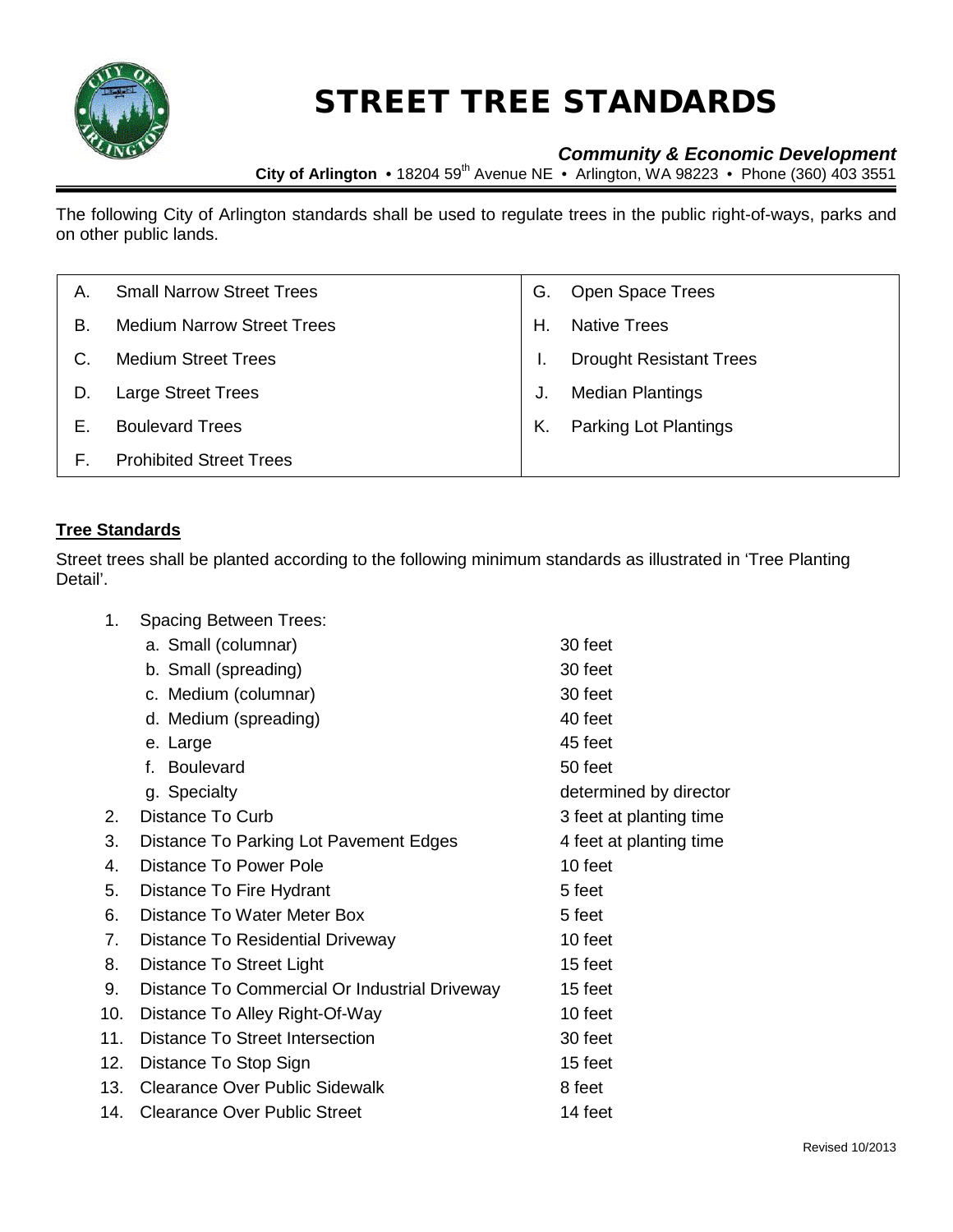# STREET TREE STANDARDS

***Community & Economic Development***

**City of Arlington** • 18204 59th Avenue NE • Arlington, WA 98223 • Phone (360) 403 3551

The following City of Arlington standards shall be used to regulate trees in the public right-of-ways, parks and on other public lands.

| | | | |
|---|---|---|---|
| A. | Small Narrow Street Trees | G. | Open Space Trees |
| B. | Medium Narrow Street Trees | H. | Native Trees |
| C. | Medium Street Trees | I. | Drought Resistant Trees |
| D. | Large Street Trees | J. | Median Plantings |
| E. | Boulevard Trees | K. | Parking Lot Plantings |
| F. | Prohibited Street Trees | | |

## Tree Standards

Street trees shall be planted according to the following minimum standards as illustrated in 'Tree Planting Detail'.

1. Spacing Between Trees:
   a. Small (columnar) — 30 feet
   b. Small (spreading) — 30 feet
   c. Medium (columnar) — 30 feet
   d. Medium (spreading) — 40 feet
   e. Large — 45 feet
   f. Boulevard — 50 feet
   g. Specialty — determined by director
2. Distance To Curb — 3 feet at planting time
3. Distance To Parking Lot Pavement Edges — 4 feet at planting time
4. Distance To Power Pole — 10 feet
5. Distance To Fire Hydrant — 5 feet
6. Distance To Water Meter Box — 5 feet
7. Distance To Residential Driveway — 10 feet
8. Distance To Street Light — 15 feet
9. Distance To Commercial Or Industrial Driveway — 15 feet
10. Distance To Alley Right-Of-Way — 10 feet
11. Distance To Street Intersection — 30 feet
12. Distance To Stop Sign — 15 feet
13. Clearance Over Public Sidewalk — 8 feet
14. Clearance Over Public Street — 14 feet

Revised 10/2013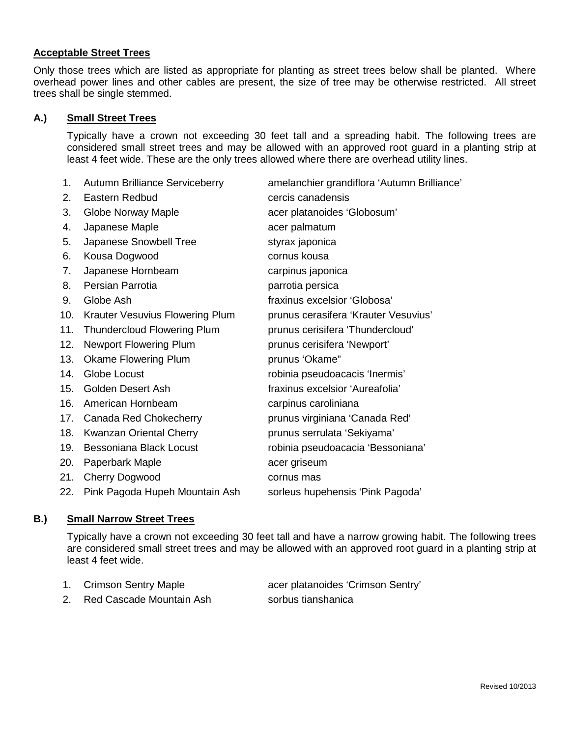**Acceptable Street Trees**

Only those trees which are listed as appropriate for planting as street trees below shall be planted. Where overhead power lines and other cables are present, the size of tree may be otherwise restricted. All street trees shall be single stemmed.

**A.) Small Street Trees**

Typically have a crown not exceeding 30 feet tall and a spreading habit. The following trees are considered small street trees and may be allowed with an approved root guard in a planting strip at least 4 feet wide. These are the only trees allowed where there are overhead utility lines.

| | | |
|---|---|---|
| 1. | Autumn Brilliance Serviceberry | amelanchier grandiflora 'Autumn Brilliance' |
| 2. | Eastern Redbud | cercis canadensis |
| 3. | Globe Norway Maple | acer platanoides 'Globosum' |
| 4. | Japanese Maple | acer palmatum |
| 5. | Japanese Snowbell Tree | styrax japonica |
| 6. | Kousa Dogwood | cornus kousa |
| 7. | Japanese Hornbeam | carpinus japonica |
| 8. | Persian Parrotia | parrotia persica |
| 9. | Globe Ash | fraxinus excelsior 'Globosa' |
| 10. | Krauter Vesuvius Flowering Plum | prunus cerasifera 'Krauter Vesuvius' |
| 11. | Thundercloud Flowering Plum | prunus cerisifera 'Thundercloud' |
| 12. | Newport Flowering Plum | prunus cerisifera 'Newport' |
| 13. | Okame Flowering Plum | prunus 'Okame" |
| 14. | Globe Locust | robinia pseudoacacis 'Inermis' |
| 15. | Golden Desert Ash | fraxinus excelsior 'Aureafolia' |
| 16. | American Hornbeam | carpinus caroliniana |
| 17. | Canada Red Chokecherry | prunus virginiana 'Canada Red' |
| 18. | Kwanzan Oriental Cherry | prunus serrulata 'Sekiyama' |
| 19. | Bessoniana Black Locust | robinia pseudoacacia 'Bessoniana' |
| 20. | Paperbark Maple | acer griseum |
| 21. | Cherry Dogwood | cornus mas |
| 22. | Pink Pagoda Hupeh Mountain Ash | sorleus hupehensis 'Pink Pagoda' |

**B.) Small Narrow Street Trees**

Typically have a crown not exceeding 30 feet tall and have a narrow growing habit. The following trees are considered small street trees and may be allowed with an approved root guard in a planting strip at least 4 feet wide.

| | | |
|---|---|---|
| 1. | Crimson Sentry Maple | acer platanoides 'Crimson Sentry' |
| 2. | Red Cascade Mountain Ash | sorbus tianshanica |

Revised 10/2013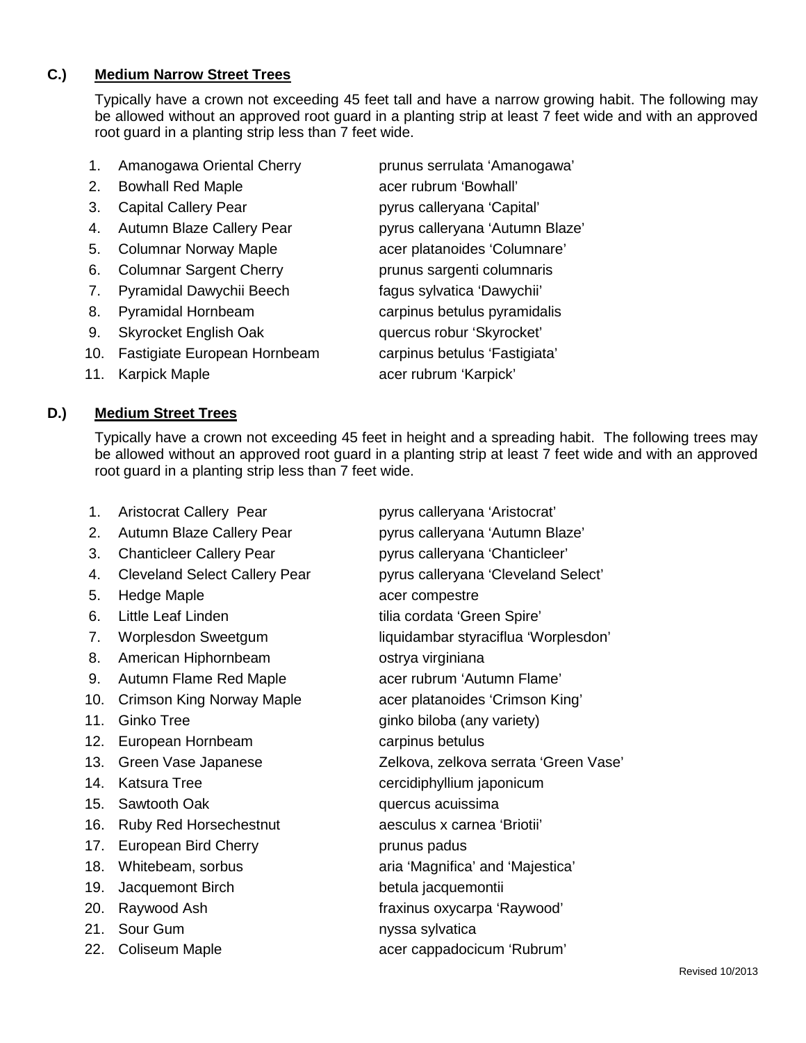**C.) Medium Narrow Street Trees**

Typically have a crown not exceeding 45 feet tall and have a narrow growing habit. The following may be allowed without an approved root guard in a planting strip at least 7 feet wide and with an approved root guard in a planting strip less than 7 feet wide.

| | | |
|---|---|---|
| 1. | Amanogawa Oriental Cherry | prunus serrulata 'Amanogawa' |
| 2. | Bowhall Red Maple | acer rubrum 'Bowhall' |
| 3. | Capital Callery Pear | pyrus calleryana 'Capital' |
| 4. | Autumn Blaze Callery Pear | pyrus calleryana 'Autumn Blaze' |
| 5. | Columnar Norway Maple | acer platanoides 'Columnare' |
| 6. | Columnar Sargent Cherry | prunus sargenti columnaris |
| 7. | Pyramidal Dawychii Beech | fagus sylvatica 'Dawychii' |
| 8. | Pyramidal Hornbeam | carpinus betulus pyramidalis |
| 9. | Skyrocket English Oak | quercus robur 'Skyrocket' |
| 10. | Fastigiate European Hornbeam | carpinus betulus 'Fastigiata' |
| 11. | Karpick Maple | acer rubrum 'Karpick' |

**D.) Medium Street Trees**

Typically have a crown not exceeding 45 feet in height and a spreading habit. The following trees may be allowed without an approved root guard in a planting strip at least 7 feet wide and with an approved root guard in a planting strip less than 7 feet wide.

| | | |
|---|---|---|
| 1. | Aristocrat Callery Pear | pyrus calleryana 'Aristocrat' |
| 2. | Autumn Blaze Callery Pear | pyrus calleryana 'Autumn Blaze' |
| 3. | Chanticleer Callery Pear | pyrus calleryana 'Chanticleer' |
| 4. | Cleveland Select Callery Pear | pyrus calleryana 'Cleveland Select' |
| 5. | Hedge Maple | acer compestre |
| 6. | Little Leaf Linden | tilia cordata 'Green Spire' |
| 7. | Worplesdon Sweetgum | liquidambar styraciflua 'Worplesdon' |
| 8. | American Hiphornbeam | ostrya virginiana |
| 9. | Autumn Flame Red Maple | acer rubrum 'Autumn Flame' |
| 10. | Crimson King Norway Maple | acer platanoides 'Crimson King' |
| 11. | Ginko Tree | ginko biloba (any variety) |
| 12. | European Hornbeam | carpinus betulus |
| 13. | Green Vase Japanese | Zelkova, zelkova serrata 'Green Vase' |
| 14. | Katsura Tree | cercidiphyllium japonicum |
| 15. | Sawtooth Oak | quercus acuissima |
| 16. | Ruby Red Horsechestnut | aesculus x carnea 'Briotii' |
| 17. | European Bird Cherry | prunus padus |
| 18. | Whitebeam, sorbus | aria 'Magnifica' and 'Majestica' |
| 19. | Jacquemont Birch | betula jacquemontii |
| 20. | Raywood Ash | fraxinus oxycarpa 'Raywood' |
| 21. | Sour Gum | nyssa sylvatica |
| 22. | Coliseum Maple | acer cappadocicum 'Rubrum' |

Revised 10/2013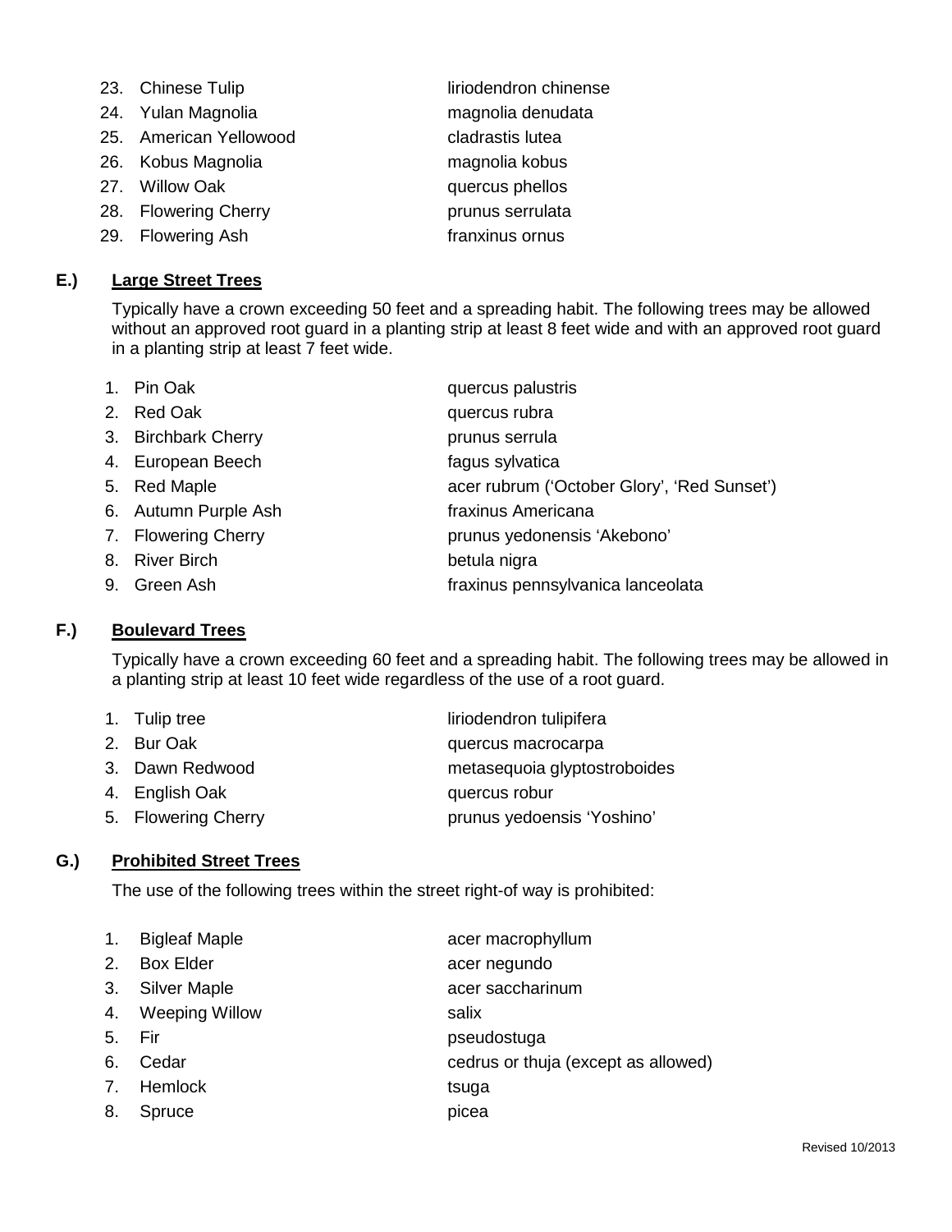23. Chinese Tulip — liriodendron chinense
24. Yulan Magnolia — magnolia denudata
25. American Yellowood — cladrastis lutea
26. Kobus Magnolia — magnolia kobus
27. Willow Oak — quercus phellos
28. Flowering Cherry — prunus serrulata
29. Flowering Ash — franxinus ornus

## E.) Large Street Trees

Typically have a crown exceeding 50 feet and a spreading habit. The following trees may be allowed without an approved root guard in a planting strip at least 8 feet wide and with an approved root guard in a planting strip at least 7 feet wide.

1. Pin Oak — quercus palustris
2. Red Oak — quercus rubra
3. Birchbark Cherry — prunus serrula
4. European Beech — fagus sylvatica
5. Red Maple — acer rubrum ('October Glory', 'Red Sunset')
6. Autumn Purple Ash — fraxinus Americana
7. Flowering Cherry — prunus yedonensis 'Akebono'
8. River Birch — betula nigra
9. Green Ash — fraxinus pennsylvanica lanceolata

## F.) Boulevard Trees

Typically have a crown exceeding 60 feet and a spreading habit. The following trees may be allowed in a planting strip at least 10 feet wide regardless of the use of a root guard.

1. Tulip tree — liriodendron tulipifera
2. Bur Oak — quercus macrocarpa
3. Dawn Redwood — metasequoia glyptostroboides
4. English Oak — quercus robur
5. Flowering Cherry — prunus yedoensis 'Yoshino'

## G.) Prohibited Street Trees

The use of the following trees within the street right-of way is prohibited:

1. Bigleaf Maple — acer macrophyllum
2. Box Elder — acer negundo
3. Silver Maple — acer saccharinum
4. Weeping Willow — salix
5. Fir — pseudostuga
6. Cedar — cedrus or thuja (except as allowed)
7. Hemlock — tsuga
8. Spruce — picea

Revised 10/2013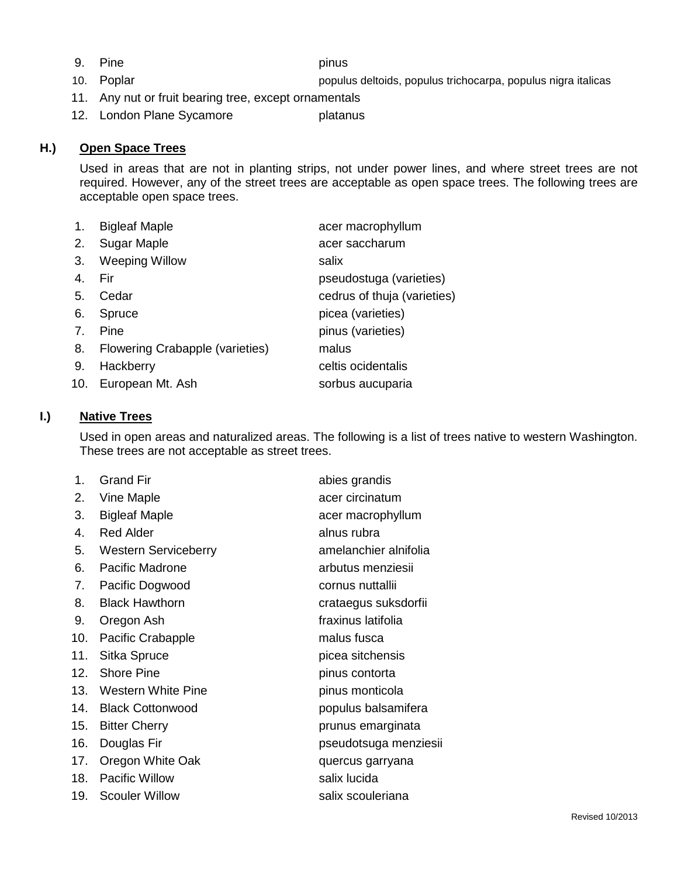9. Pine — pinus
10. Poplar — populus deltoids, populus trichocarpa, populus nigra italicas
11. Any nut or fruit bearing tree, except ornamentals
12. London Plane Sycamore — platanus

## H.) Open Space Trees

Used in areas that are not in planting strips, not under power lines, and where street trees are not required. However, any of the street trees are acceptable as open space trees. The following trees are acceptable open space trees.

| | | |
|---|---|---|
| 1. | Bigleaf Maple | acer macrophyllum |
| 2. | Sugar Maple | acer saccharum |
| 3. | Weeping Willow | salix |
| 4. | Fir | pseudostuga (varieties) |
| 5. | Cedar | cedrus of thuja (varieties) |
| 6. | Spruce | picea (varieties) |
| 7. | Pine | pinus (varieties) |
| 8. | Flowering Crabapple (varieties) | malus |
| 9. | Hackberry | celtis ocidentalis |
| 10. | European Mt. Ash | sorbus aucuparia |

## I.) Native Trees

Used in open areas and naturalized areas. The following is a list of trees native to western Washington. These trees are not acceptable as street trees.

| | | |
|---|---|---|
| 1. | Grand Fir | abies grandis |
| 2. | Vine Maple | acer circinatum |
| 3. | Bigleaf Maple | acer macrophyllum |
| 4. | Red Alder | alnus rubra |
| 5. | Western Serviceberry | amelanchier alnifolia |
| 6. | Pacific Madrone | arbutus menziesii |
| 7. | Pacific Dogwood | cornus nuttallii |
| 8. | Black Hawthorn | crataegus suksdorfii |
| 9. | Oregon Ash | fraxinus latifolia |
| 10. | Pacific Crabapple | malus fusca |
| 11. | Sitka Spruce | picea sitchensis |
| 12. | Shore Pine | pinus contorta |
| 13. | Western White Pine | pinus monticola |
| 14. | Black Cottonwood | populus balsamifera |
| 15. | Bitter Cherry | prunus emarginata |
| 16. | Douglas Fir | pseudotsuga menziesii |
| 17. | Oregon White Oak | quercus garryana |
| 18. | Pacific Willow | salix lucida |
| 19. | Scouler Willow | salix scouleriana |

Revised 10/2013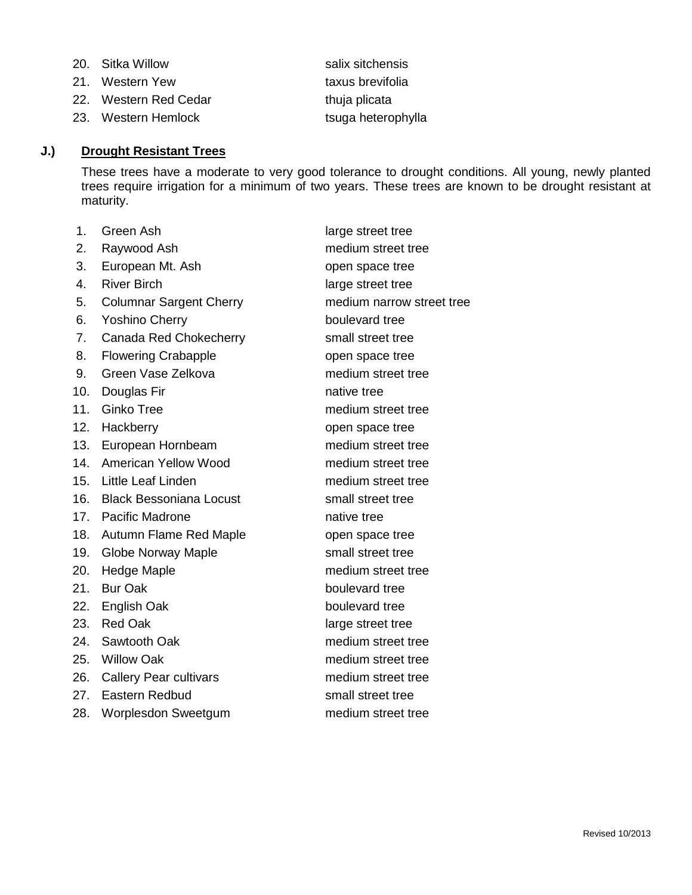| | | |
|---|---|---|
| 20. | Sitka Willow | salix sitchensis |
| 21. | Western Yew | taxus brevifolia |
| 22. | Western Red Cedar | thuja plicata |
| 23. | Western Hemlock | tsuga heterophylla |

## J.) **Drought Resistant Trees**

These trees have a moderate to very good tolerance to drought conditions. All young, newly planted trees require irrigation for a minimum of two years. These trees are known to be drought resistant at maturity.

| | | |
|---|---|---|
| 1. | Green Ash | large street tree |
| 2. | Raywood Ash | medium street tree |
| 3. | European Mt. Ash | open space tree |
| 4. | River Birch | large street tree |
| 5. | Columnar Sargent Cherry | medium narrow street tree |
| 6. | Yoshino Cherry | boulevard tree |
| 7. | Canada Red Chokecherry | small street tree |
| 8. | Flowering Crabapple | open space tree |
| 9. | Green Vase Zelkova | medium street tree |
| 10. | Douglas Fir | native tree |
| 11. | Ginko Tree | medium street tree |
| 12. | Hackberry | open space tree |
| 13. | European Hornbeam | medium street tree |
| 14. | American Yellow Wood | medium street tree |
| 15. | Little Leaf Linden | medium street tree |
| 16. | Black Bessoniana Locust | small street tree |
| 17. | Pacific Madrone | native tree |
| 18. | Autumn Flame Red Maple | open space tree |
| 19. | Globe Norway Maple | small street tree |
| 20. | Hedge Maple | medium street tree |
| 21. | Bur Oak | boulevard tree |
| 22. | English Oak | boulevard tree |
| 23. | Red Oak | large street tree |
| 24. | Sawtooth Oak | medium street tree |
| 25. | Willow Oak | medium street tree |
| 26. | Callery Pear cultivars | medium street tree |
| 27. | Eastern Redbud | small street tree |
| 28. | Worplesdon Sweetgum | medium street tree |

Revised 10/2013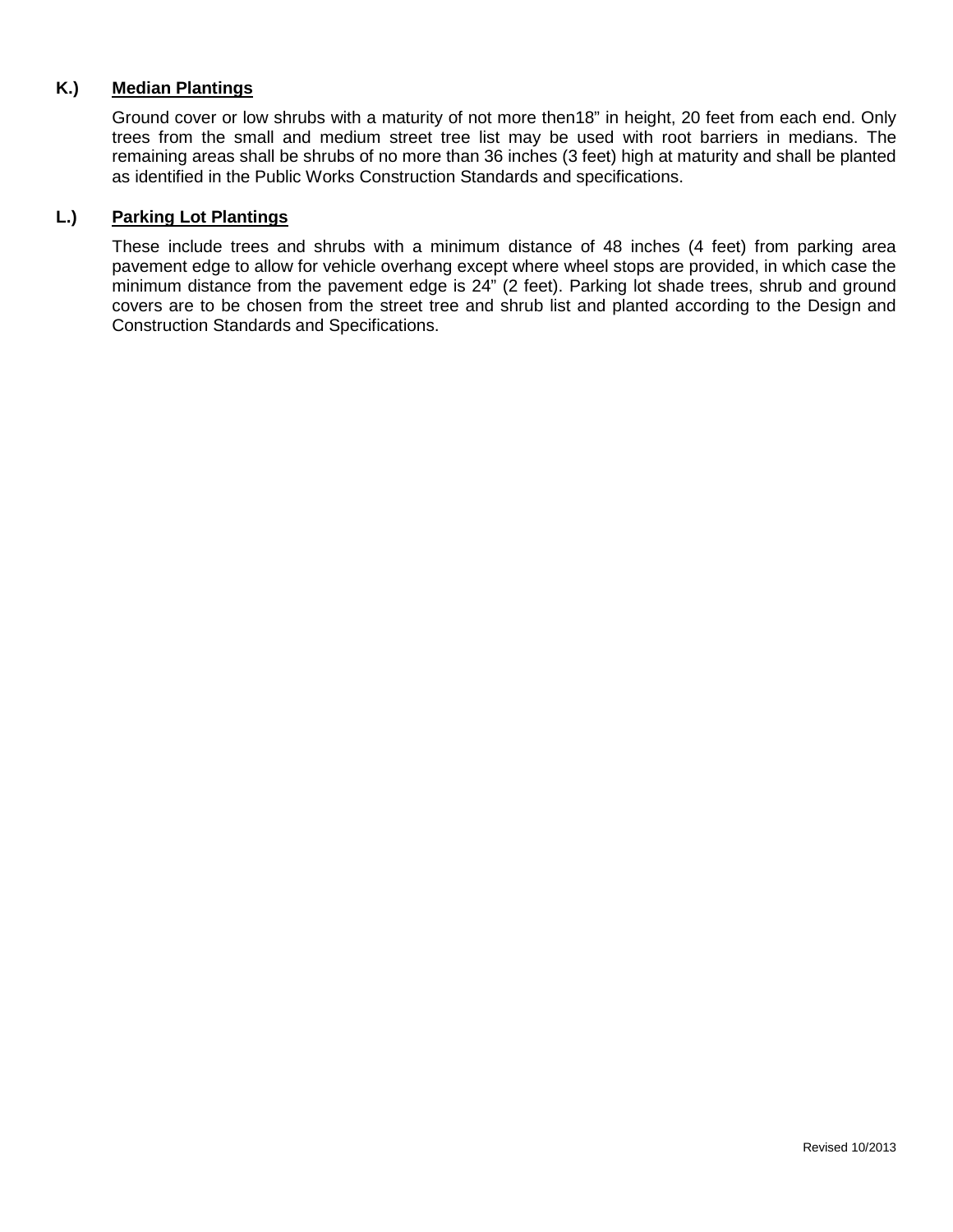**K.) <u>Median Plantings</u>**

Ground cover or low shrubs with a maturity of not more then18" in height, 20 feet from each end. Only trees from the small and medium street tree list may be used with root barriers in medians. The remaining areas shall be shrubs of no more than 36 inches (3 feet) high at maturity and shall be planted as identified in the Public Works Construction Standards and specifications.

**L.) <u>Parking Lot Plantings</u>**

These include trees and shrubs with a minimum distance of 48 inches (4 feet) from parking area pavement edge to allow for vehicle overhang except where wheel stops are provided, in which case the minimum distance from the pavement edge is 24" (2 feet). Parking lot shade trees, shrub and ground covers are to be chosen from the street tree and shrub list and planted according to the Design and Construction Standards and Specifications.

Revised 10/2013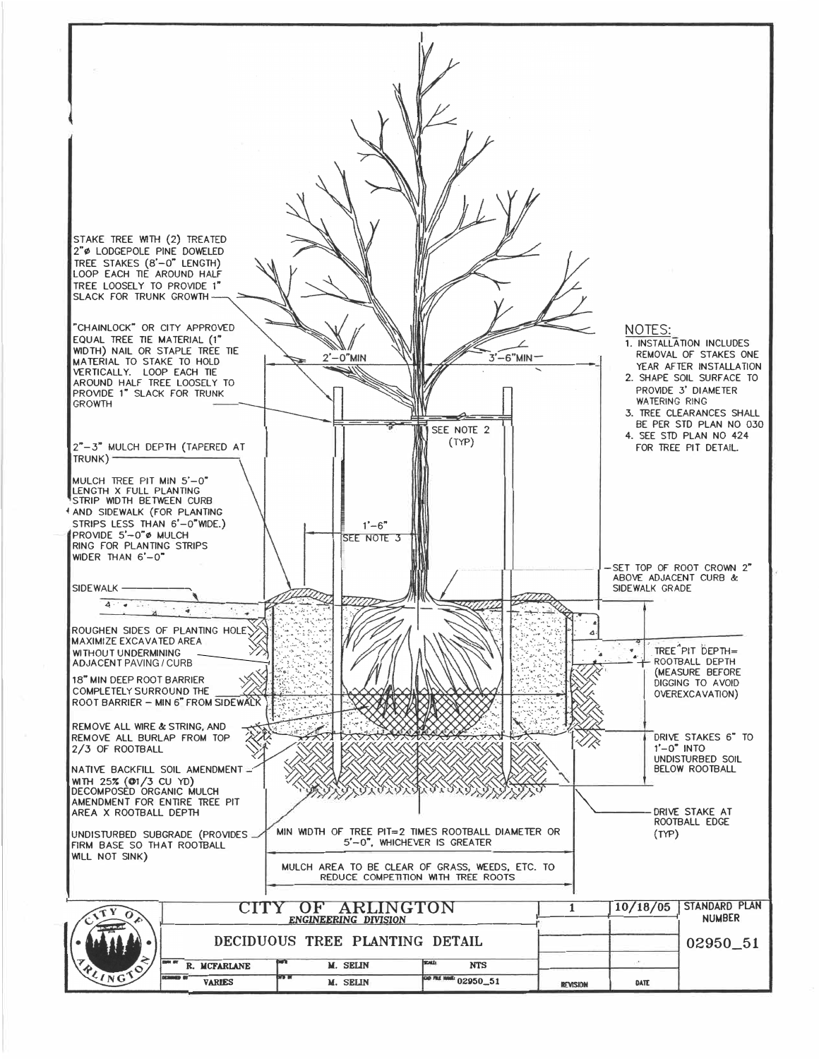STAKE TREE WITH (2) TREATED 2"ø LODGEPOLE PINE DOWELED TREE STAKES (8'-0" LENGTH) LOOP EACH TIE AROUND HALF TREE LOOSELY TO PROVIDE 1" SLACK FOR TRUNK GROWTH

"CHAINLOCK" OR CITY APPROVED EQUAL TREE TIE MATERIAL (1" WIDTH) NAIL OR STAPLE TREE TIE MATERIAL TO STAKE TO HOLD VERTICALLY. LOOP EACH TIE AROUND HALF TREE LOOSELY TO PROVIDE 1" SLACK FOR TRUNK GROWTH

2'-0"MIN

3'-6"MIN

SEE NOTE 2 (TYP)

2"-3" MULCH DEPTH (TAPERED AT TRUNK)

MULCH TREE PIT MIN 5'-0" LENGTH X FULL PLANTING STRIP WIDTH BETWEEN CURB AND SIDEWALK (FOR PLANTING STRIPS LESS THAN 6'-0"WIDE.) PROVIDE 5'-0"ø MULCH RING FOR PLANTING STRIPS WIDER THAN 6'-0"

1'-6" SEE NOTE 3

SIDEWALK

SET TOP OF ROOT CROWN 2" ABOVE ADJACENT CURB & SIDEWALK GRADE

ROUGHEN SIDES OF PLANTING HOLE MAXIMIZE EXCAVATED AREA WITHOUT UNDERMINING ADJACENT PAVING / CURB

18" MIN DEEP ROOT BARRIER COMPLETELY SURROUND THE ROOT BARRIER – MIN 6" FROM SIDEWALK

TREE PIT DEPTH= ROOTBALL DEPTH (MEASURE BEFORE DIGGING TO AVOID OVEREXCAVATION)

REMOVE ALL WIRE & STRING, AND REMOVE ALL BURLAP FROM TOP 2/3 OF ROOTBALL

DRIVE STAKES 6" TO 1'-0" INTO UNDISTURBED SOIL BELOW ROOTBALL

NATIVE BACKFILL SOIL AMENDMENT WITH 25% (@1/3 CU YD) DECOMPOSED ORGANIC MULCH AMENDMENT FOR ENTIRE TREE PIT AREA X ROOTBALL DEPTH

DRIVE STAKE AT ROOTBALL EDGE (TYP)

UNDISTURBED SUBGRADE (PROVIDES FIRM BASE SO THAT ROOTBALL WILL NOT SINK)

MIN WIDTH OF TREE PIT=2 TIMES ROOTBALL DIAMETER OR 5'-0", WHICHEVER IS GREATER

MULCH AREA TO BE CLEAR OF GRASS, WEEDS, ETC. TO REDUCE COMPETITION WITH TREE ROOTS

## NOTES:

1. INSTALLATION INCLUDES REMOVAL OF STAKES ONE YEAR AFTER INSTALLATION
2. SHAPE SOIL SURFACE TO PROVIDE 3' DIAMETER WATERING RING
3. TREE CLEARANCES SHALL BE PER STD PLAN NO 030
4. SEE STD PLAN NO 424 FOR TREE PIT DETAIL.

| | | | | | |
|---|---|---|---|---|---|
| CITY OF ARLINGTON *ENGINEERING DIVISION* | | | 1 | 10/18/05 | STANDARD PLAN NUMBER |
| DECIDUOUS TREE PLANTING DETAIL | | | | | 02950_51 |
| DRAWN BY R. MCFARLANE | DATE M. SELIN | SCALE NTS | | | |
| DESIGNED BY VARIES | CHKD BY M. SELIN | CAD FILE NAME 02950_51 | REVISION | DATE | |